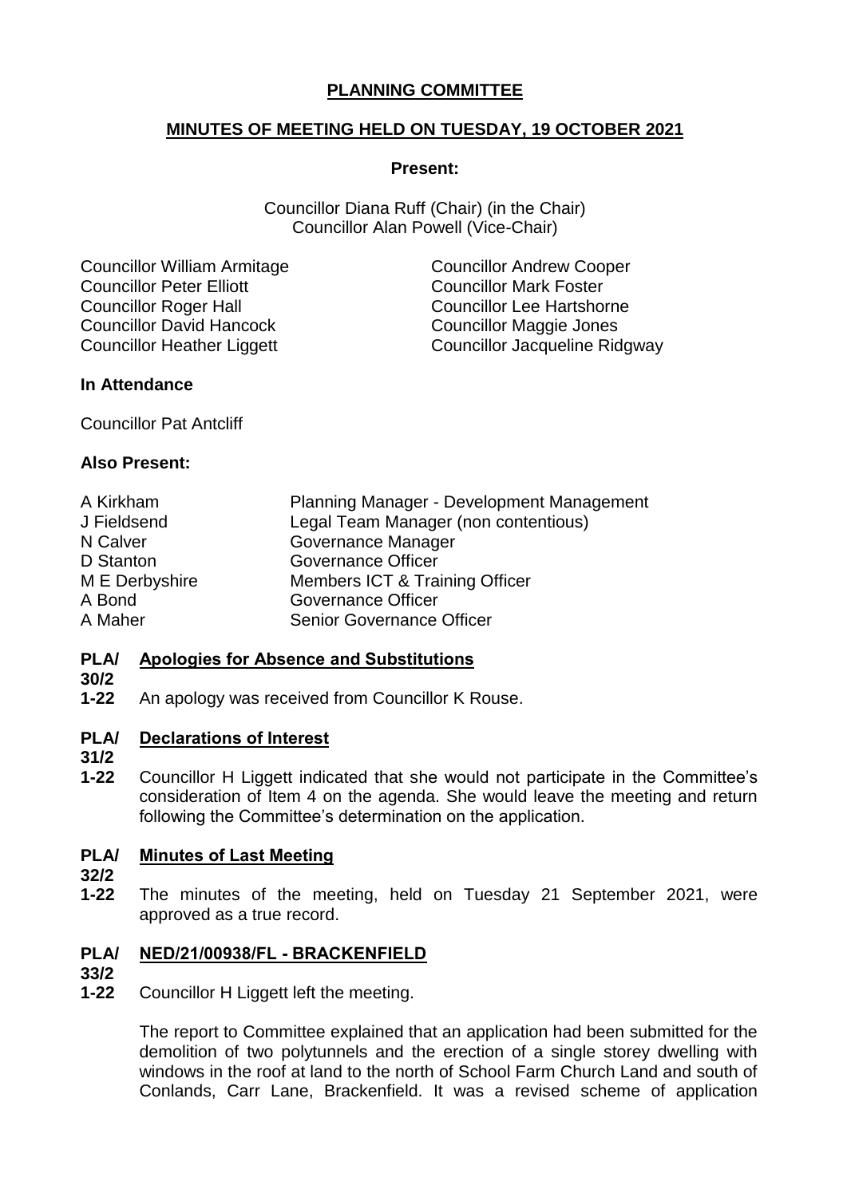# PLANNING COMMITTEE

## MINUTES OF MEETING HELD ON TUESDAY, 19 OCTOBER 2021

**Present:**

Councillor Diana Ruff (Chair) (in the Chair)
Councillor Alan Powell (Vice-Chair)

Councillor William Armitage
Councillor Andrew Cooper
Councillor Peter Elliott
Councillor Mark Foster
Councillor Roger Hall
Councillor Lee Hartshorne
Councillor David Hancock
Councillor Maggie Jones
Councillor Heather Liggett
Councillor Jacqueline Ridgway

**In Attendance**

Councillor Pat Antcliff

**Also Present:**

| | |
|---|---|
| A Kirkham | Planning Manager - Development Management |
| J Fieldsend | Legal Team Manager (non contentious) |
| N Calver | Governance Manager |
| D Stanton | Governance Officer |
| M E Derbyshire | Members ICT & Training Officer |
| A Bond | Governance Officer |
| A Maher | Senior Governance Officer |

**PLA/30/21-22** **Apologies for Absence and Substitutions**

An apology was received from Councillor K Rouse.

**PLA/31/21-22** **Declarations of Interest**

Councillor H Liggett indicated that she would not participate in the Committee's consideration of Item 4 on the agenda. She would leave the meeting and return following the Committee's determination on the application.

**PLA/32/21-22** **Minutes of Last Meeting**

The minutes of the meeting, held on Tuesday 21 September 2021, were approved as a true record.

**PLA/33/21-22** **NED/21/00938/FL - BRACKENFIELD**

Councillor H Liggett left the meeting.

The report to Committee explained that an application had been submitted for the demolition of two polytunnels and the erection of a single storey dwelling with windows in the roof at land to the north of School Farm Church Land and south of Conlands, Carr Lane, Brackenfield. It was a revised scheme of application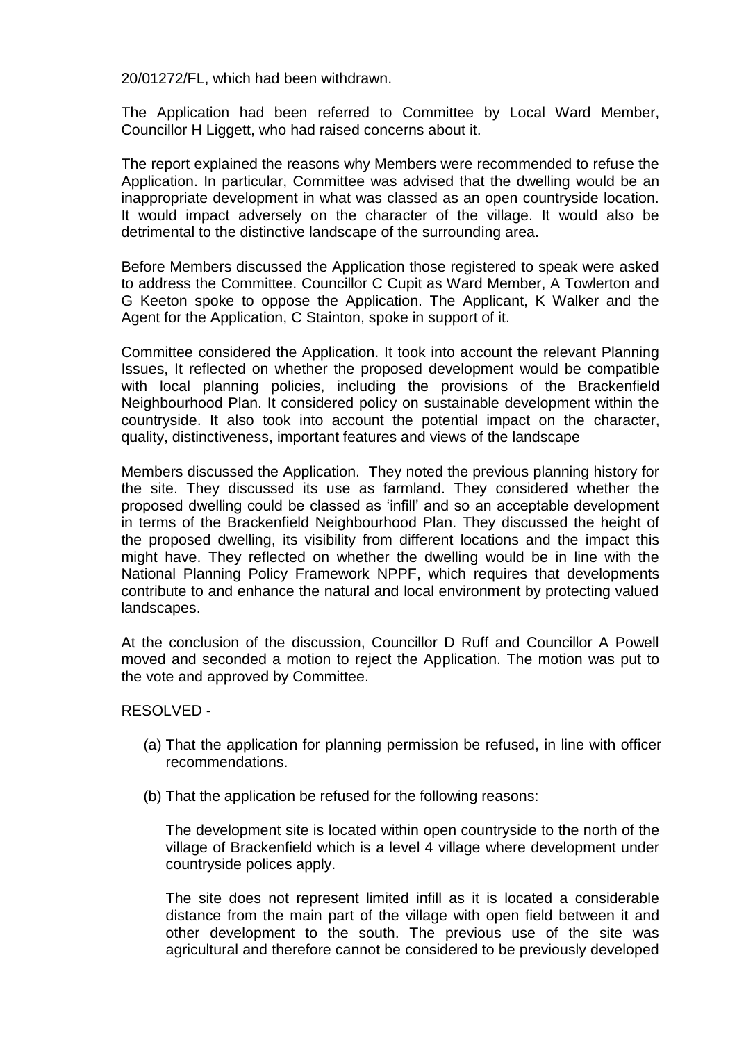20/01272/FL, which had been withdrawn.

The Application had been referred to Committee by Local Ward Member, Councillor H Liggett, who had raised concerns about it.

The report explained the reasons why Members were recommended to refuse the Application. In particular, Committee was advised that the dwelling would be an inappropriate development in what was classed as an open countryside location. It would impact adversely on the character of the village. It would also be detrimental to the distinctive landscape of the surrounding area.

Before Members discussed the Application those registered to speak were asked to address the Committee. Councillor C Cupit as Ward Member, A Towlerton and G Keeton spoke to oppose the Application. The Applicant, K Walker and the Agent for the Application, C Stainton, spoke in support of it.

Committee considered the Application. It took into account the relevant Planning Issues, It reflected on whether the proposed development would be compatible with local planning policies, including the provisions of the Brackenfield Neighbourhood Plan. It considered policy on sustainable development within the countryside. It also took into account the potential impact on the character, quality, distinctiveness, important features and views of the landscape

Members discussed the Application. They noted the previous planning history for the site. They discussed its use as farmland. They considered whether the proposed dwelling could be classed as 'infill' and so an acceptable development in terms of the Brackenfield Neighbourhood Plan. They discussed the height of the proposed dwelling, its visibility from different locations and the impact this might have. They reflected on whether the dwelling would be in line with the National Planning Policy Framework NPPF, which requires that developments contribute to and enhance the natural and local environment by protecting valued landscapes.

At the conclusion of the discussion, Councillor D Ruff and Councillor A Powell moved and seconded a motion to reject the Application. The motion was put to the vote and approved by Committee.

RESOLVED -

(a) That the application for planning permission be refused, in line with officer recommendations.

(b) That the application be refused for the following reasons:

The development site is located within open countryside to the north of the village of Brackenfield which is a level 4 village where development under countryside polices apply.

The site does not represent limited infill as it is located a considerable distance from the main part of the village with open field between it and other development to the south. The previous use of the site was agricultural and therefore cannot be considered to be previously developed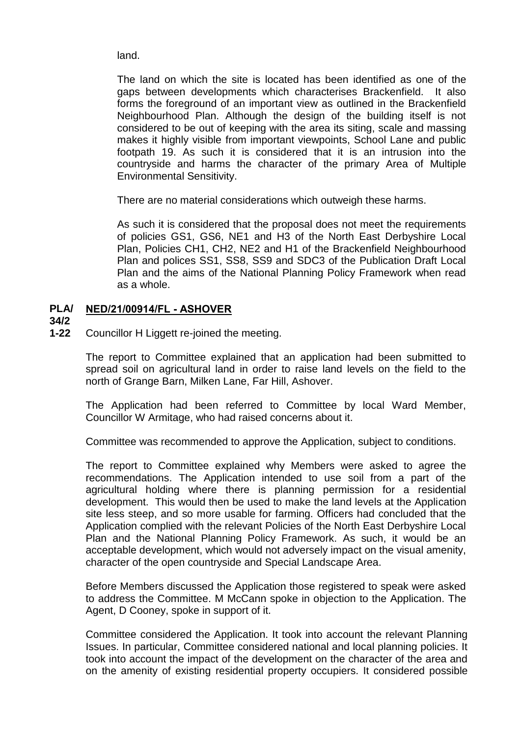land.

The land on which the site is located has been identified as one of the gaps between developments which characterises Brackenfield. It also forms the foreground of an important view as outlined in the Brackenfield Neighbourhood Plan. Although the design of the building itself is not considered to be out of keeping with the area its siting, scale and massing makes it highly visible from important viewpoints, School Lane and public footpath 19. As such it is considered that it is an intrusion into the countryside and harms the character of the primary Area of Multiple Environmental Sensitivity.

There are no material considerations which outweigh these harms.

As such it is considered that the proposal does not meet the requirements of policies GS1, GS6, NE1 and H3 of the North East Derbyshire Local Plan, Policies CH1, CH2, NE2 and H1 of the Brackenfield Neighbourhood Plan and polices SS1, SS8, SS9 and SDC3 of the Publication Draft Local Plan and the aims of the National Planning Policy Framework when read as a whole.

**PLA/34/21-22** **NED/21/00914/FL - ASHOVER**

Councillor H Liggett re-joined the meeting.

The report to Committee explained that an application had been submitted to spread soil on agricultural land in order to raise land levels on the field to the north of Grange Barn, Milken Lane, Far Hill, Ashover.

The Application had been referred to Committee by local Ward Member, Councillor W Armitage, who had raised concerns about it.

Committee was recommended to approve the Application, subject to conditions.

The report to Committee explained why Members were asked to agree the recommendations. The Application intended to use soil from a part of the agricultural holding where there is planning permission for a residential development. This would then be used to make the land levels at the Application site less steep, and so more usable for farming. Officers had concluded that the Application complied with the relevant Policies of the North East Derbyshire Local Plan and the National Planning Policy Framework. As such, it would be an acceptable development, which would not adversely impact on the visual amenity, character of the open countryside and Special Landscape Area.

Before Members discussed the Application those registered to speak were asked to address the Committee. M McCann spoke in objection to the Application. The Agent, D Cooney, spoke in support of it.

Committee considered the Application. It took into account the relevant Planning Issues. In particular, Committee considered national and local planning policies. It took into account the impact of the development on the character of the area and on the amenity of existing residential property occupiers. It considered possible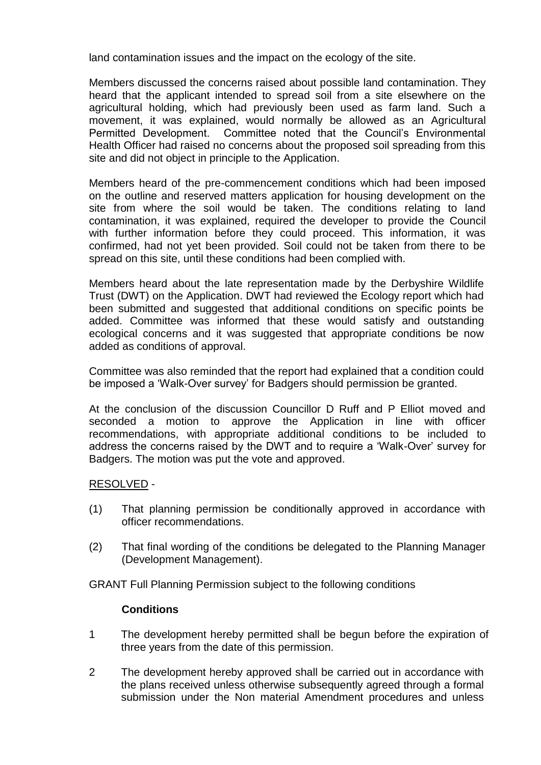land contamination issues and the impact on the ecology of the site.

Members discussed the concerns raised about possible land contamination. They heard that the applicant intended to spread soil from a site elsewhere on the agricultural holding, which had previously been used as farm land. Such a movement, it was explained, would normally be allowed as an Agricultural Permitted Development. Committee noted that the Council's Environmental Health Officer had raised no concerns about the proposed soil spreading from this site and did not object in principle to the Application.

Members heard of the pre-commencement conditions which had been imposed on the outline and reserved matters application for housing development on the site from where the soil would be taken. The conditions relating to land contamination, it was explained, required the developer to provide the Council with further information before they could proceed. This information, it was confirmed, had not yet been provided. Soil could not be taken from there to be spread on this site, until these conditions had been complied with.

Members heard about the late representation made by the Derbyshire Wildlife Trust (DWT) on the Application. DWT had reviewed the Ecology report which had been submitted and suggested that additional conditions on specific points be added. Committee was informed that these would satisfy and outstanding ecological concerns and it was suggested that appropriate conditions be now added as conditions of approval.

Committee was also reminded that the report had explained that a condition could be imposed a 'Walk-Over survey' for Badgers should permission be granted.

At the conclusion of the discussion Councillor D Ruff and P Elliot moved and seconded a motion to approve the Application in line with officer recommendations, with appropriate additional conditions to be included to address the concerns raised by the DWT and to require a 'Walk-Over' survey for Badgers. The motion was put the vote and approved.

RESOLVED -

(1) That planning permission be conditionally approved in accordance with officer recommendations.

(2) That final wording of the conditions be delegated to the Planning Manager (Development Management).

GRANT Full Planning Permission subject to the following conditions

**Conditions**

1 The development hereby permitted shall be begun before the expiration of three years from the date of this permission.

2 The development hereby approved shall be carried out in accordance with the plans received unless otherwise subsequently agreed through a formal submission under the Non material Amendment procedures and unless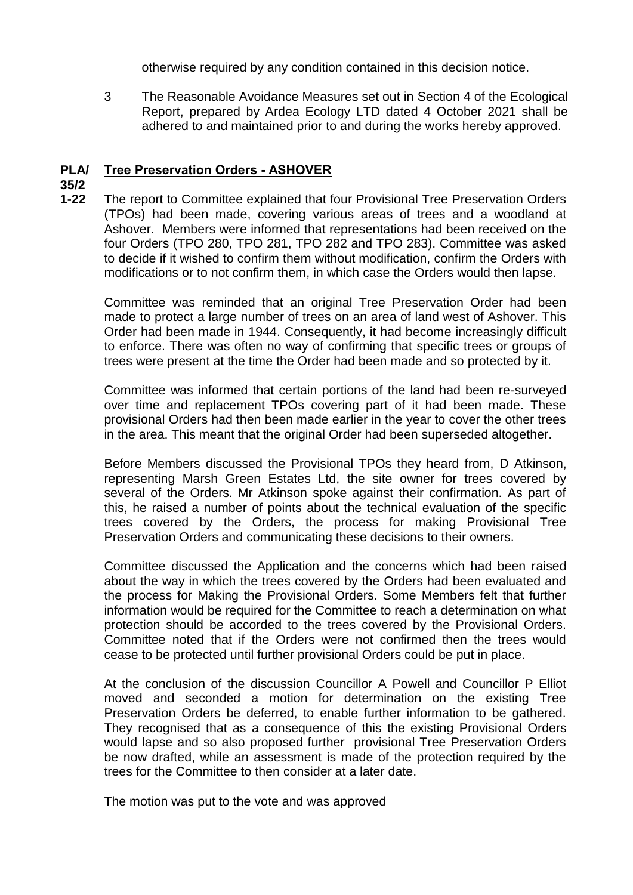otherwise required by any condition contained in this decision notice.

3 The Reasonable Avoidance Measures set out in Section 4 of the Ecological Report, prepared by Ardea Ecology LTD dated 4 October 2021 shall be adhered to and maintained prior to and during the works hereby approved.

## PLA/35/21-22 Tree Preservation Orders - ASHOVER

The report to Committee explained that four Provisional Tree Preservation Orders (TPOs) had been made, covering various areas of trees and a woodland at Ashover. Members were informed that representations had been received on the four Orders (TPO 280, TPO 281, TPO 282 and TPO 283). Committee was asked to decide if it wished to confirm them without modification, confirm the Orders with modifications or to not confirm them, in which case the Orders would then lapse.

Committee was reminded that an original Tree Preservation Order had been made to protect a large number of trees on an area of land west of Ashover. This Order had been made in 1944. Consequently, it had become increasingly difficult to enforce. There was often no way of confirming that specific trees or groups of trees were present at the time the Order had been made and so protected by it.

Committee was informed that certain portions of the land had been re-surveyed over time and replacement TPOs covering part of it had been made. These provisional Orders had then been made earlier in the year to cover the other trees in the area. This meant that the original Order had been superseded altogether.

Before Members discussed the Provisional TPOs they heard from, D Atkinson, representing Marsh Green Estates Ltd, the site owner for trees covered by several of the Orders. Mr Atkinson spoke against their confirmation. As part of this, he raised a number of points about the technical evaluation of the specific trees covered by the Orders, the process for making Provisional Tree Preservation Orders and communicating these decisions to their owners.

Committee discussed the Application and the concerns which had been raised about the way in which the trees covered by the Orders had been evaluated and the process for Making the Provisional Orders. Some Members felt that further information would be required for the Committee to reach a determination on what protection should be accorded to the trees covered by the Provisional Orders. Committee noted that if the Orders were not confirmed then the trees would cease to be protected until further provisional Orders could be put in place.

At the conclusion of the discussion Councillor A Powell and Councillor P Elliot moved and seconded a motion for determination on the existing Tree Preservation Orders be deferred, to enable further information to be gathered. They recognised that as a consequence of this the existing Provisional Orders would lapse and so also proposed further provisional Tree Preservation Orders be now drafted, while an assessment is made of the protection required by the trees for the Committee to then consider at a later date.

The motion was put to the vote and was approved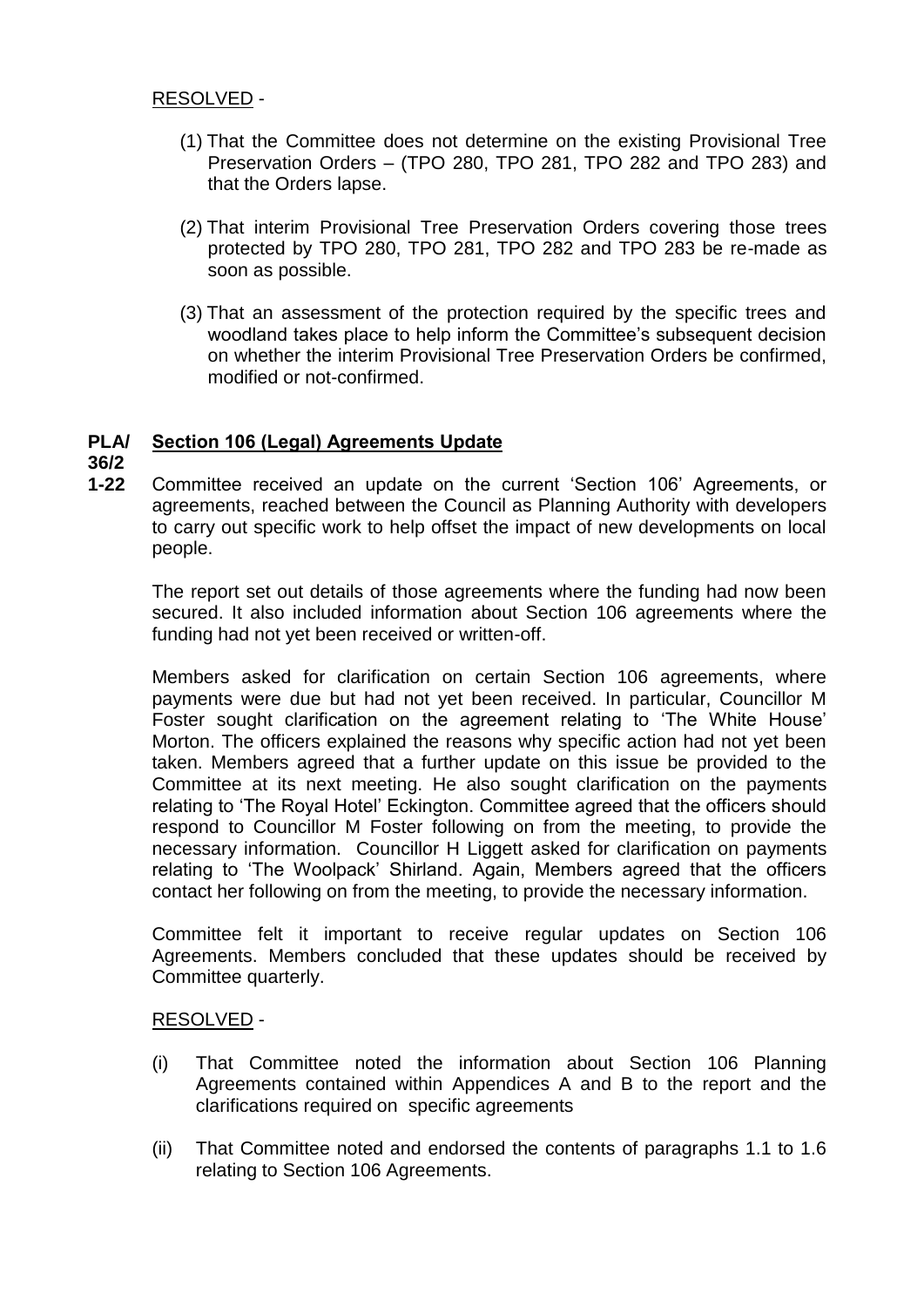RESOLVED -

(1) That the Committee does not determine on the existing Provisional Tree Preservation Orders – (TPO 280, TPO 281, TPO 282 and TPO 283) and that the Orders lapse.

(2) That interim Provisional Tree Preservation Orders covering those trees protected by TPO 280, TPO 281, TPO 282 and TPO 283 be re-made as soon as possible.

(3) That an assessment of the protection required by the specific trees and woodland takes place to help inform the Committee's subsequent decision on whether the interim Provisional Tree Preservation Orders be confirmed, modified or not-confirmed.

**PLA/36/21-22** **Section 106 (Legal) Agreements Update**

Committee received an update on the current 'Section 106' Agreements, or agreements, reached between the Council as Planning Authority with developers to carry out specific work to help offset the impact of new developments on local people.

The report set out details of those agreements where the funding had now been secured. It also included information about Section 106 agreements where the funding had not yet been received or written-off.

Members asked for clarification on certain Section 106 agreements, where payments were due but had not yet been received. In particular, Councillor M Foster sought clarification on the agreement relating to 'The White House' Morton. The officers explained the reasons why specific action had not yet been taken. Members agreed that a further update on this issue be provided to the Committee at its next meeting. He also sought clarification on the payments relating to 'The Royal Hotel' Eckington. Committee agreed that the officers should respond to Councillor M Foster following on from the meeting, to provide the necessary information. Councillor H Liggett asked for clarification on payments relating to 'The Woolpack' Shirland. Again, Members agreed that the officers contact her following on from the meeting, to provide the necessary information.

Committee felt it important to receive regular updates on Section 106 Agreements. Members concluded that these updates should be received by Committee quarterly.

RESOLVED -

(i) That Committee noted the information about Section 106 Planning Agreements contained within Appendices A and B to the report and the clarifications required on specific agreements

(ii) That Committee noted and endorsed the contents of paragraphs 1.1 to 1.6 relating to Section 106 Agreements.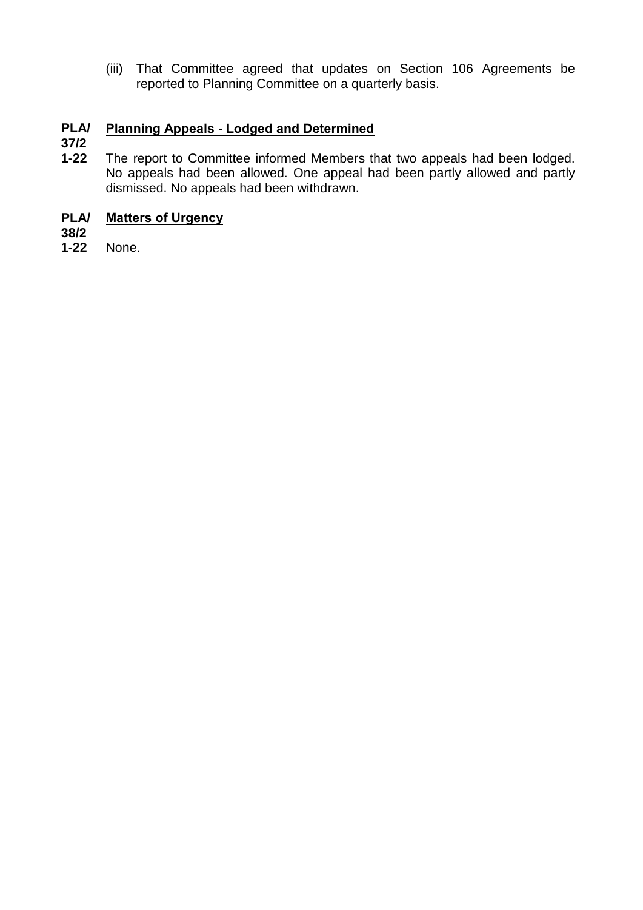(iii) That Committee agreed that updates on Section 106 Agreements be reported to Planning Committee on a quarterly basis.

**PLA/37/21-22** **Planning Appeals - Lodged and Determined**

The report to Committee informed Members that two appeals had been lodged. No appeals had been allowed. One appeal had been partly allowed and partly dismissed. No appeals had been withdrawn.

**PLA/38/21-22** **Matters of Urgency**

None.